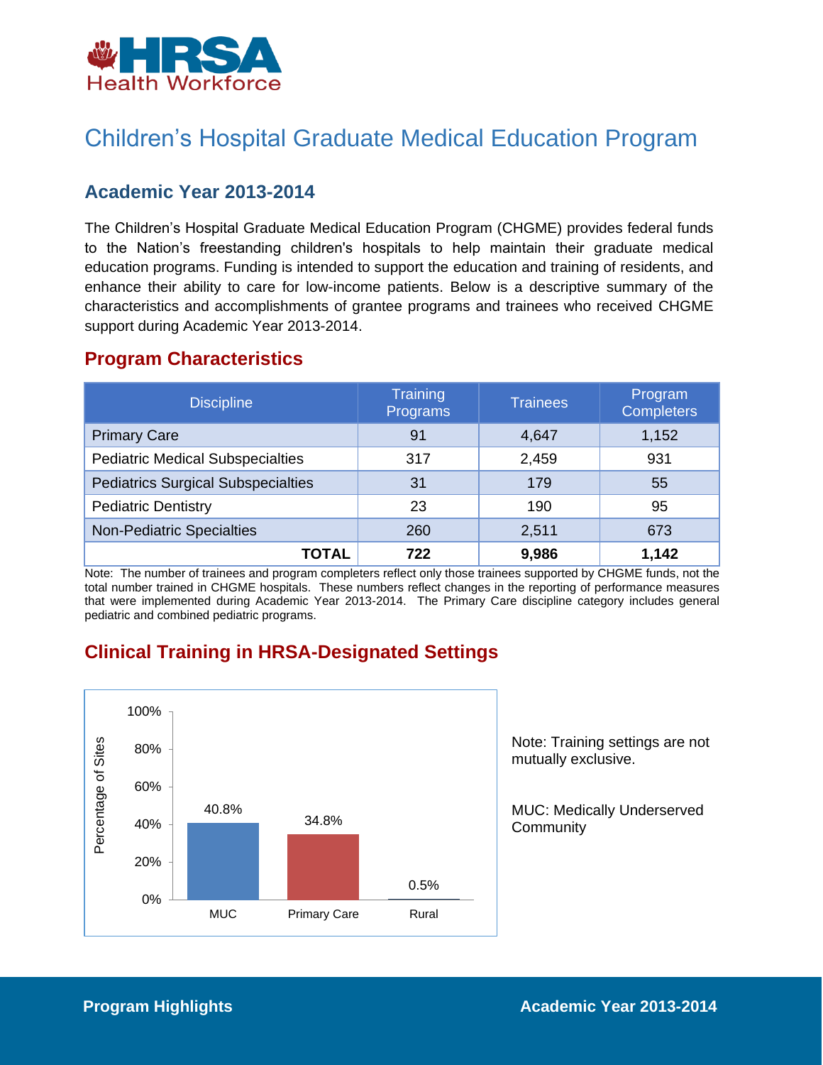# Children's Hospital Graduate Medical Education Program

## Academic Year 2013-2014

The Children's Hospital Graduate Medical Education Program (CHGME) provides federal funds to the Nation's freestanding children's hospitals to help maintain their graduate medical education programs. Funding is intended to support the education and training of residents, and enhance their ability to care for low-income patients. Below is a descriptive summary of the characteristics and accomplishments of grantee programs and trainees who received CHGME support during Academic Year 2013-2014.

## Program Characteristics

| Discipline | Training Programs | Trainees | Program Completers |
|---|---|---|---|
| Primary Care | 91 | 4,647 | 1,152 |
| Pediatric Medical Subspecialties | 317 | 2,459 | 931 |
| Pediatrics Surgical Subspecialties | 31 | 179 | 55 |
| Pediatric Dentistry | 23 | 190 | 95 |
| Non-Pediatric Specialties | 260 | 2,511 | 673 |
| **TOTAL** | **722** | **9,986** | **1,142** |

Note: The number of trainees and program completers reflect only those trainees supported by CHGME funds, not the total number trained in CHGME hospitals. These numbers reflect changes in the reporting of performance measures that were implemented during Academic Year 2013-2014. The Primary Care discipline category includes general pediatric and combined pediatric programs.

## Clinical Training in HRSA-Designated Settings

| Setting | Percentage of Sites |
|---|---|
| MUC | 40.8% |
| Primary Care | 34.8% |
| Rural | 0.5% |

Note: Training settings are not mutually exclusive.

MUC: Medically Underserved Community

**Program Highlights** **Academic Year 2013-2014**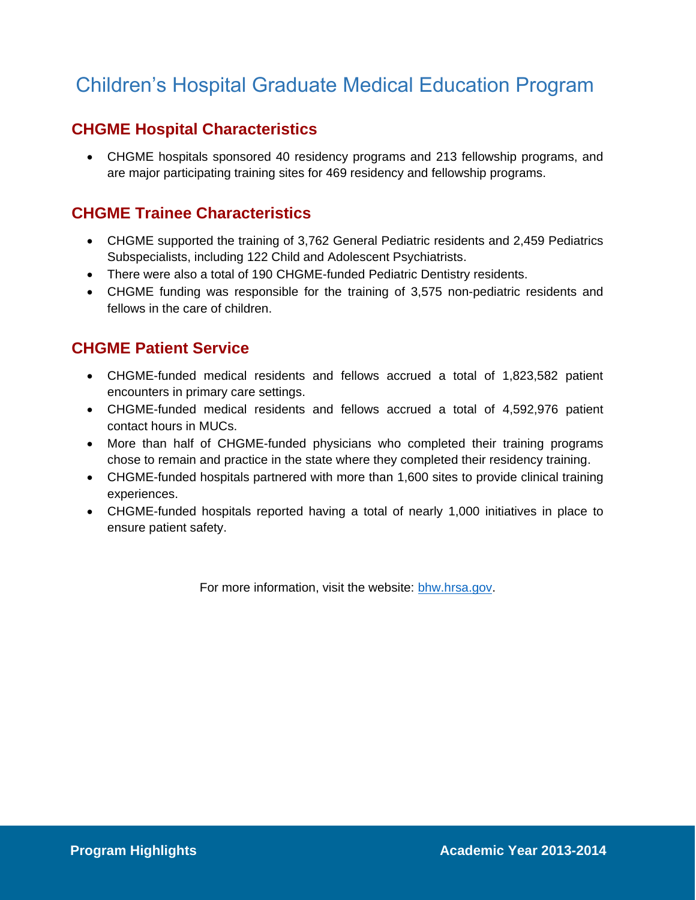# Children's Hospital Graduate Medical Education Program

## CHGME Hospital Characteristics

- CHGME hospitals sponsored 40 residency programs and 213 fellowship programs, and are major participating training sites for 469 residency and fellowship programs.

## CHGME Trainee Characteristics

- CHGME supported the training of 3,762 General Pediatric residents and 2,459 Pediatrics Subspecialists, including 122 Child and Adolescent Psychiatrists.
- There were also a total of 190 CHGME-funded Pediatric Dentistry residents.
- CHGME funding was responsible for the training of 3,575 non-pediatric residents and fellows in the care of children.

## CHGME Patient Service

- CHGME-funded medical residents and fellows accrued a total of 1,823,582 patient encounters in primary care settings.
- CHGME-funded medical residents and fellows accrued a total of 4,592,976 patient contact hours in MUCs.
- More than half of CHGME-funded physicians who completed their training programs chose to remain and practice in the state where they completed their residency training.
- CHGME-funded hospitals partnered with more than 1,600 sites to provide clinical training experiences.
- CHGME-funded hospitals reported having a total of nearly 1,000 initiatives in place to ensure patient safety.

For more information, visit the website: [bhw.hrsa.gov](http://bhw.hrsa.gov).